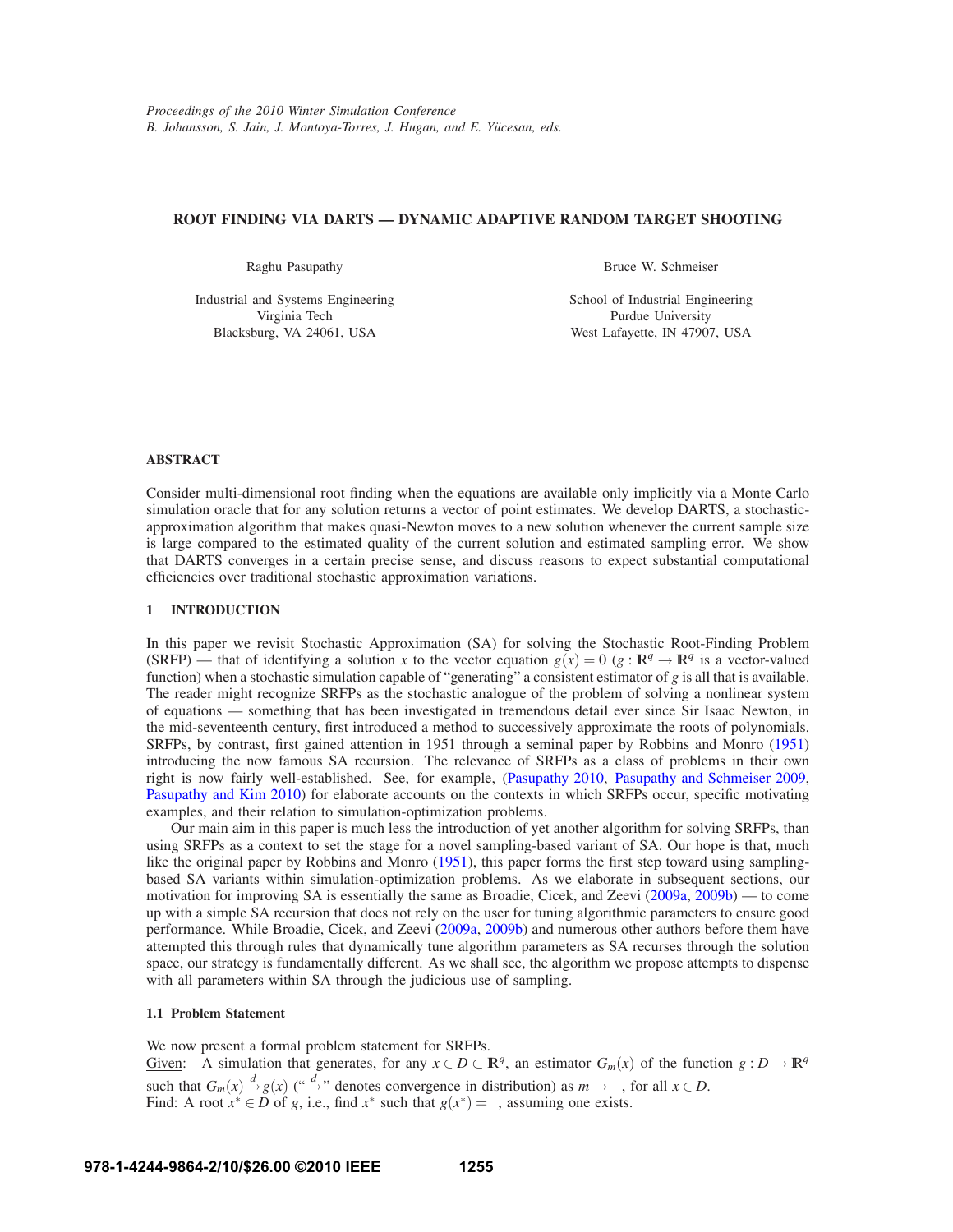Proceedings of the 2010 Winter Simulation Conference
B. Johansson, S. Jain, J. Montoya-Torres, J. Hugan, and E. Yücesan, eds.

# ROOT FINDING VIA DARTS — DYNAMIC ADAPTIVE RANDOM TARGET SHOOTING

Raghu Pasupathy

Industrial and Systems Engineering
Virginia Tech
Blacksburg, VA 24061, USA

Bruce W. Schmeiser

School of Industrial Engineering
Purdue University
West Lafayette, IN 47907, USA

## ABSTRACT

Consider multi-dimensional root finding when the equations are available only implicitly via a Monte Carlo simulation oracle that for any solution returns a vector of point estimates. We develop DARTS, a stochastic-approximation algorithm that makes quasi-Newton moves to a new solution whenever the current sample size is large compared to the estimated quality of the current solution and estimated sampling error. We show that DARTS converges in a certain precise sense, and discuss reasons to expect substantial computational efficiencies over traditional stochastic approximation variations.

## 1 INTRODUCTION

In this paper we revisit Stochastic Approximation (SA) for solving the Stochastic Root-Finding Problem (SRFP) — that of identifying a solution $x$ to the vector equation $g(x) = 0$ ($g : \mathbb{R}^q \to \mathbb{R}^q$ is a vector-valued function) when a stochastic simulation capable of "generating" a consistent estimator of $g$ is all that is available. The reader might recognize SRFPs as the stochastic analogue of the problem of solving a nonlinear system of equations — something that has been investigated in tremendous detail ever since Sir Isaac Newton, in the mid-seventeenth century, first introduced a method to successively approximate the roots of polynomials. SRFPs, by contrast, first gained attention in 1951 through a seminal paper by Robbins and Monro (1951) introducing the now famous SA recursion. The relevance of SRFPs as a class of problems in their own right is now fairly well-established. See, for example, (Pasupathy 2010, Pasupathy and Schmeiser 2009, Pasupathy and Kim 2010) for elaborate accounts on the contexts in which SRFPs occur, specific motivating examples, and their relation to simulation-optimization problems.

Our main aim in this paper is much less the introduction of yet another algorithm for solving SRFPs, than using SRFPs as a context to set the stage for a novel sampling-based variant of SA. Our hope is that, much like the original paper by Robbins and Monro (1951), this paper forms the first step toward using sampling-based SA variants within simulation-optimization problems. As we elaborate in subsequent sections, our motivation for improving SA is essentially the same as Broadie, Cicek, and Zeevi (2009a, 2009b) — to come up with a simple SA recursion that does not rely on the user for tuning algorithmic parameters to ensure good performance. While Broadie, Cicek, and Zeevi (2009a, 2009b) and numerous other authors before them have attempted this through rules that dynamically tune algorithm parameters as SA recurses through the solution space, our strategy is fundamentally different. As we shall see, the algorithm we propose attempts to dispense with all parameters within SA through the judicious use of sampling.

### 1.1 Problem Statement

We now present a formal problem statement for SRFPs.
Given: A simulation that generates, for any $x \in D \subset \mathbb{R}^q$, an estimator $G_m(x)$ of the function $g : D \to \mathbb{R}^q$ such that $G_m(x) \xrightarrow{d} g(x)$ ("$\xrightarrow{d}$" denotes convergence in distribution) as $m \to \infty$, for all $x \in D$.
Find: A root $x^* \in D$ of $g$, i.e., find $x^*$ such that $g(x^*) = 0$, assuming one exists.

978-1-4244-9864-2/10/$26.00 ©2010 IEEE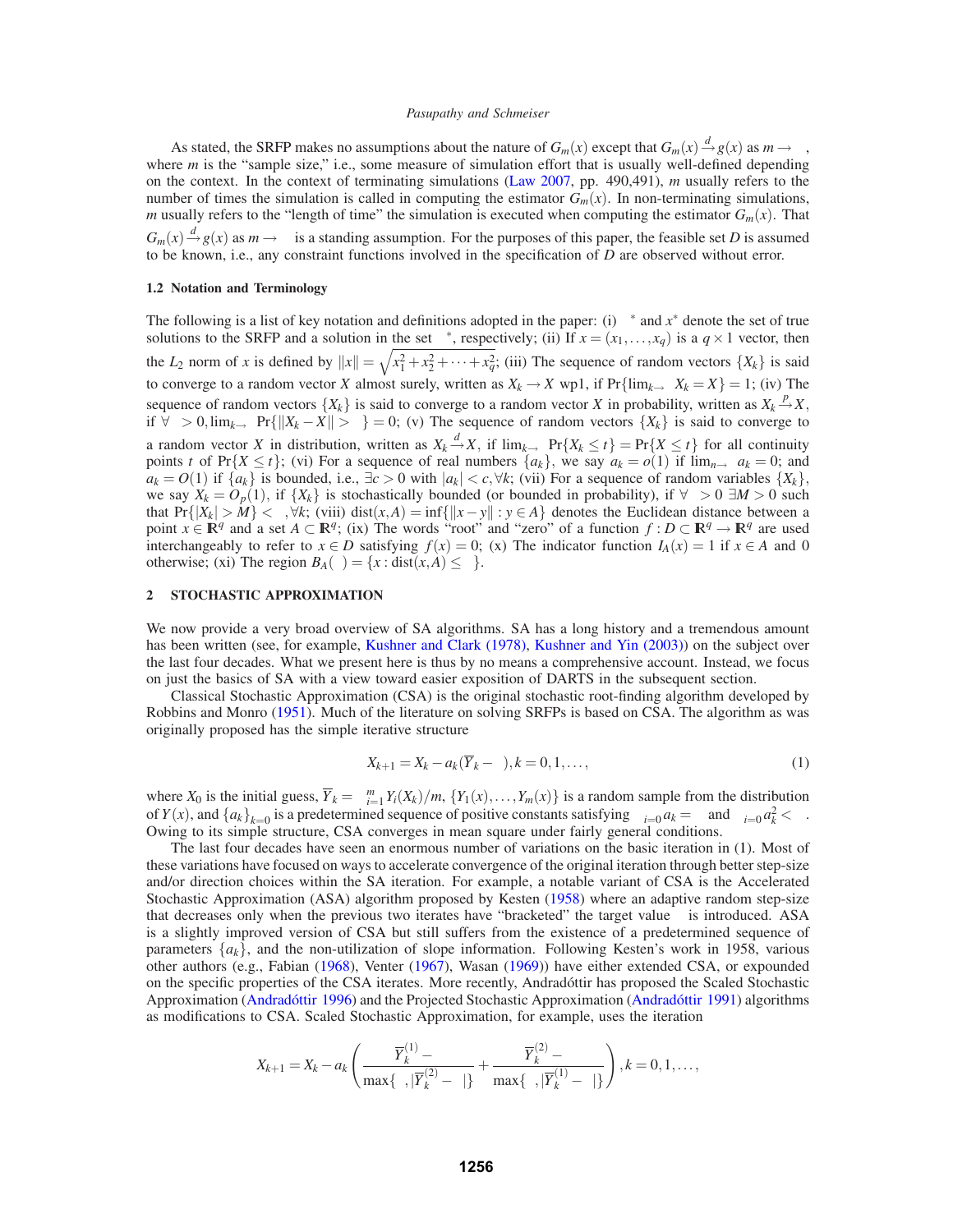As stated, the SRFP makes no assumptions about the nature of $G_m(x)$ except that $G_m(x) \xrightarrow{d} g(x)$ as $m \to \infty$, where $m$ is the "sample size," i.e., some measure of simulation effort that is usually well-defined depending on the context. In the context of terminating simulations (Law 2007, pp. 490,491), $m$ usually refers to the number of times the simulation is called in computing the estimator $G_m(x)$. In non-terminating simulations, $m$ usually refers to the "length of time" the simulation is executed when computing the estimator $G_m(x)$. That $G_m(x) \xrightarrow{d} g(x)$ as $m \to \infty$ is a standing assumption. For the purposes of this paper, the feasible set $D$ is assumed to be known, i.e., any constraint functions involved in the specification of $D$ are observed without error.

### 1.2 Notation and Terminology

The following is a list of key notation and definitions adopted in the paper: (i) $\pi^*$ and $x^*$ denote the set of true solutions to the SRFP and a solution in the set $\pi^*$, respectively; (ii) If $x = (x_1, \ldots, x_q)$ is a $q \times 1$ vector, then the $L_2$ norm of $x$ is defined by $\|x\| = \sqrt{x_1^2 + x_2^2 + \cdots + x_q^2}$; (iii) The sequence of random vectors $\{X_k\}$ is said to converge to a random vector $X$ almost surely, written as $X_k \to X$ wp1, if $\Pr\{\lim_{k\to\infty} X_k = X\} = 1$; (iv) The sequence of random vectors $\{X_k\}$ is said to converge to a random vector $X$ in probability, written as $X_k \xrightarrow{p} X$, if $\forall \varepsilon > 0, \lim_{k\to\infty} \Pr\{\|X_k - X\| > \varepsilon\} = 0$; (v) The sequence of random vectors $\{X_k\}$ is said to converge to a random vector $X$ in distribution, written as $X_k \xrightarrow{d} X$, if $\lim_{k\to\infty} \Pr\{X_k \le t\} = \Pr\{X \le t\}$ for all continuity points $t$ of $\Pr\{X \le t\}$; (vi) For a sequence of real numbers $\{a_k\}$, we say $a_k = o(1)$ if $\lim_{n\to\infty} a_k = 0$; and $a_k = O(1)$ if $\{a_k\}$ is bounded, i.e., $\exists c > 0$ with $|a_k| < c, \forall k$; (vii) For a sequence of random variables $\{X_k\}$, we say $X_k = O_p(1)$, if $\{X_k\}$ is stochastically bounded (or bounded in probability), if $\forall \varepsilon > 0$ $\exists M > 0$ such that $\Pr\{|X_k| > M\} < \varepsilon, \forall k$; (viii) $\text{dist}(x,A) = \inf\{\|x - y\| : y \in A\}$ denotes the Euclidean distance between a point $x \in \mathbb{R}^q$ and a set $A \subset \mathbb{R}^q$; (ix) The words "root" and "zero" of a function $f : D \subset \mathbb{R}^q \to \mathbb{R}^q$ are used interchangeably to refer to $x \in D$ satisfying $f(x) = 0$; (x) The indicator function $I_A(x) = 1$ if $x \in A$ and 0 otherwise; (xi) The region $B_A(\varepsilon) = \{x : \text{dist}(x,A) \le \varepsilon\}$.

## 2 STOCHASTIC APPROXIMATION

We now provide a very broad overview of SA algorithms. SA has a long history and a tremendous amount has been written (see, for example, Kushner and Clark (1978), Kushner and Yin (2003)) on the subject over the last four decades. What we present here is thus by no means a comprehensive account. Instead, we focus on just the basics of SA with a view toward easier exposition of DARTS in the subsequent section.

Classical Stochastic Approximation (CSA) is the original stochastic root-finding algorithm developed by Robbins and Monro (1951). Much of the literature on solving SRFPs is based on CSA. The algorithm as was originally proposed has the simple iterative structure

$$X_{k+1} = X_k - a_k(\overline{Y}_k - \gamma), k = 0, 1, \ldots, \tag{1}$$

where $X_0$ is the initial guess, $\overline{Y}_k = \sum_{i=1}^{m} Y_i(X_k)/m$, $\{Y_1(x), \ldots, Y_m(x)\}$ is a random sample from the distribution of $Y(x)$, and $\{a_k\}_{k=0}$ is a predetermined sequence of positive constants satisfying $\sum_{i=0}^{\infty} a_k = \infty$ and $\sum_{i=0}^{\infty} a_k^2 < \infty$. Owing to its simple structure, CSA converges in mean square under fairly general conditions.

The last four decades have seen an enormous number of variations on the basic iteration in (1). Most of these variations have focused on ways to accelerate convergence of the original iteration through better step-size and/or direction choices within the SA iteration. For example, a notable variant of CSA is the Accelerated Stochastic Approximation (ASA) algorithm proposed by Kesten (1958) where an adaptive random step-size that decreases only when the previous two iterates have "bracketed" the target value $\gamma$ is introduced. ASA is a slightly improved version of CSA but still suffers from the existence of a predetermined sequence of parameters $\{a_k\}$, and the non-utilization of slope information. Following Kesten's work in 1958, various other authors (e.g., Fabian (1968), Venter (1967), Wasan (1969)) have either extended CSA, or expounded on the specific properties of the CSA iterates. More recently, Andradóttir has proposed the Scaled Stochastic Approximation (Andradóttir 1996) and the Projected Stochastic Approximation (Andradóttir 1991) algorithms as modifications to CSA. Scaled Stochastic Approximation, for example, uses the iteration

$$X_{k+1} = X_k - a_k \left( \frac{\overline{Y}_k^{(1)} - \gamma}{\max\{\varepsilon, |\overline{Y}_k^{(2)} - \gamma|\}} + \frac{\overline{Y}_k^{(2)} - \gamma}{\max\{\varepsilon, |\overline{Y}_k^{(1)} - \gamma|\}} \right), k = 0, 1, \ldots,$$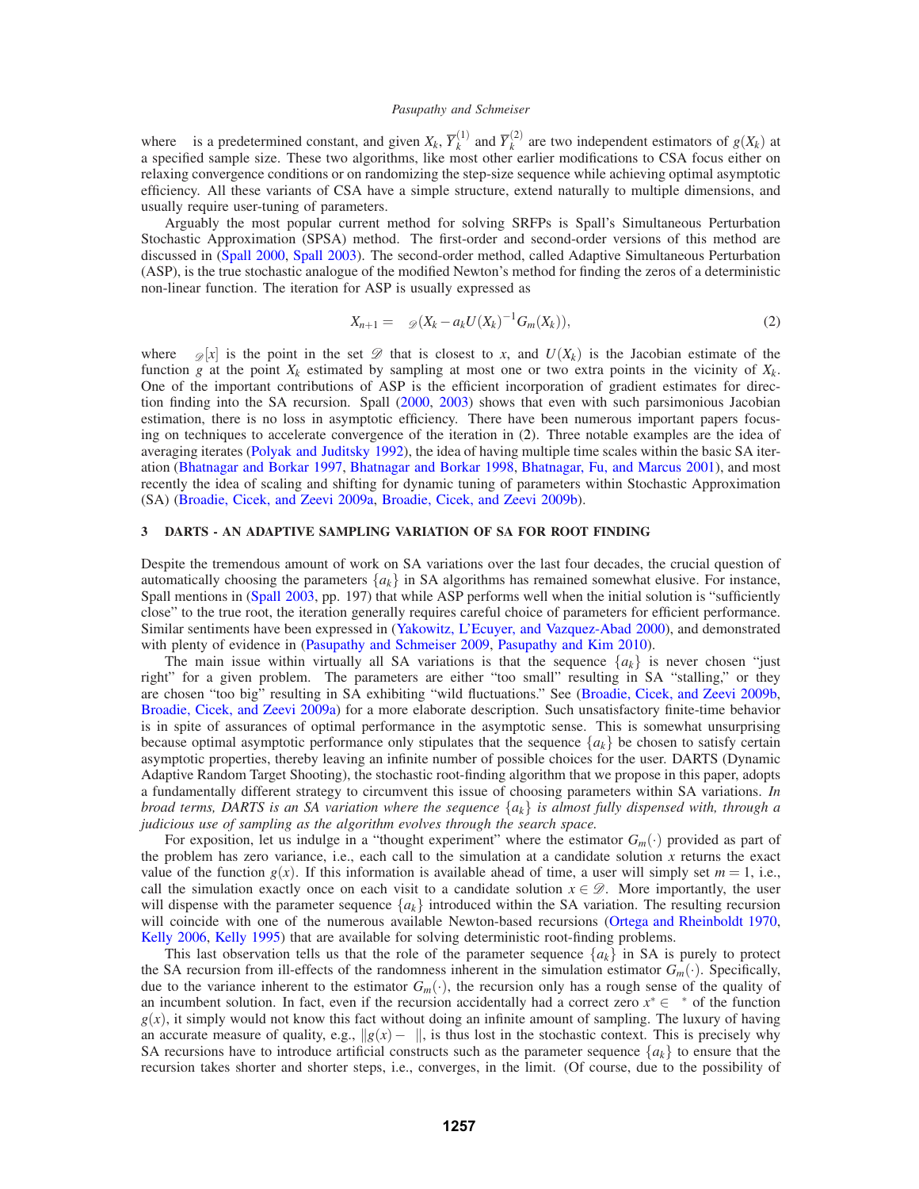where  is a predetermined constant, and given $X_k$, $\overline{Y}_k^{(1)}$ and $\overline{Y}_k^{(2)}$ are two independent estimators of $g(X_k)$ at a specified sample size. These two algorithms, like most other earlier modifications to CSA focus either on relaxing convergence conditions or on randomizing the step-size sequence while achieving optimal asymptotic efficiency. All these variants of CSA have a simple structure, extend naturally to multiple dimensions, and usually require user-tuning of parameters.

Arguably the most popular current method for solving SRFPs is Spall's Simultaneous Perturbation Stochastic Approximation (SPSA) method. The first-order and second-order versions of this method are discussed in (Spall 2000, Spall 2003). The second-order method, called Adaptive Simultaneous Perturbation (ASP), is the true stochastic analogue of the modified Newton's method for finding the zeros of a deterministic non-linear function. The iteration for ASP is usually expressed as

$$X_{n+1} = \ _{\mathscr{D}}(X_k - a_k U(X_k)^{-1} G_m(X_k)), \tag{2}$$

where $_{\mathscr{D}}[x]$ is the point in the set $\mathscr{D}$ that is closest to $x$, and $U(X_k)$ is the Jacobian estimate of the function $g$ at the point $X_k$ estimated by sampling at most one or two extra points in the vicinity of $X_k$. One of the important contributions of ASP is the efficient incorporation of gradient estimates for direction finding into the SA recursion. Spall (2000, 2003) shows that even with such parsimonious Jacobian estimation, there is no loss in asymptotic efficiency. There have been numerous important papers focusing on techniques to accelerate convergence of the iteration in (2). Three notable examples are the idea of averaging iterates (Polyak and Juditsky 1992), the idea of having multiple time scales within the basic SA iteration (Bhatnagar and Borkar 1997, Bhatnagar and Borkar 1998, Bhatnagar, Fu, and Marcus 2001), and most recently the idea of scaling and shifting for dynamic tuning of parameters within Stochastic Approximation (SA) (Broadie, Cicek, and Zeevi 2009a, Broadie, Cicek, and Zeevi 2009b).

## 3 DARTS - AN ADAPTIVE SAMPLING VARIATION OF SA FOR ROOT FINDING

Despite the tremendous amount of work on SA variations over the last four decades, the crucial question of automatically choosing the parameters $\{a_k\}$ in SA algorithms has remained somewhat elusive. For instance, Spall mentions in (Spall 2003, pp. 197) that while ASP performs well when the initial solution is "sufficiently close" to the true root, the iteration generally requires careful choice of parameters for efficient performance. Similar sentiments have been expressed in (Yakowitz, L'Ecuyer, and Vazquez-Abad 2000), and demonstrated with plenty of evidence in (Pasupathy and Schmeiser 2009, Pasupathy and Kim 2010).

The main issue within virtually all SA variations is that the sequence $\{a_k\}$ is never chosen "just right" for a given problem. The parameters are either "too small" resulting in SA "stalling," or they are chosen "too big" resulting in SA exhibiting "wild fluctuations." See (Broadie, Cicek, and Zeevi 2009b, Broadie, Cicek, and Zeevi 2009a) for a more elaborate description. Such unsatisfactory finite-time behavior is in spite of assurances of optimal performance in the asymptotic sense. This is somewhat unsurprising because optimal asymptotic performance only stipulates that the sequence $\{a_k\}$ be chosen to satisfy certain asymptotic properties, thereby leaving an infinite number of possible choices for the user. DARTS (Dynamic Adaptive Random Target Shooting), the stochastic root-finding algorithm that we propose in this paper, adopts a fundamentally different strategy to circumvent this issue of choosing parameters within SA variations. *In broad terms, DARTS is an SA variation where the sequence $\{a_k\}$ is almost fully dispensed with, through a judicious use of sampling as the algorithm evolves through the search space.*

For exposition, let us indulge in a "thought experiment" where the estimator $G_m(\cdot)$ provided as part of the problem has zero variance, i.e., each call to the simulation at a candidate solution $x$ returns the exact value of the function $g(x)$. If this information is available ahead of time, a user will simply set $m = 1$, i.e., call the simulation exactly once on each visit to a candidate solution $x \in \mathscr{D}$. More importantly, the user will dispense with the parameter sequence $\{a_k\}$ introduced within the SA variation. The resulting recursion will coincide with one of the numerous available Newton-based recursions (Ortega and Rheinboldt 1970, Kelly 2006, Kelly 1995) that are available for solving deterministic root-finding problems.

This last observation tells us that the role of the parameter sequence $\{a_k\}$ in SA is purely to protect the SA recursion from ill-effects of the randomness inherent in the simulation estimator $G_m(\cdot)$. Specifically, due to the variance inherent to the estimator $G_m(\cdot)$, the recursion only has a rough sense of the quality of an incumbent solution. In fact, even if the recursion accidentally had a correct zero $x^* \in \ ^*$ of the function $g(x)$, it simply would not know this fact without doing an infinite amount of sampling. The luxury of having an accurate measure of quality, e.g., $\|g(x) - \ \|$, is thus lost in the stochastic context. This is precisely why SA recursions have to introduce artificial constructs such as the parameter sequence $\{a_k\}$ to ensure that the recursion takes shorter and shorter steps, i.e., converges, in the limit. (Of course, due to the possibility of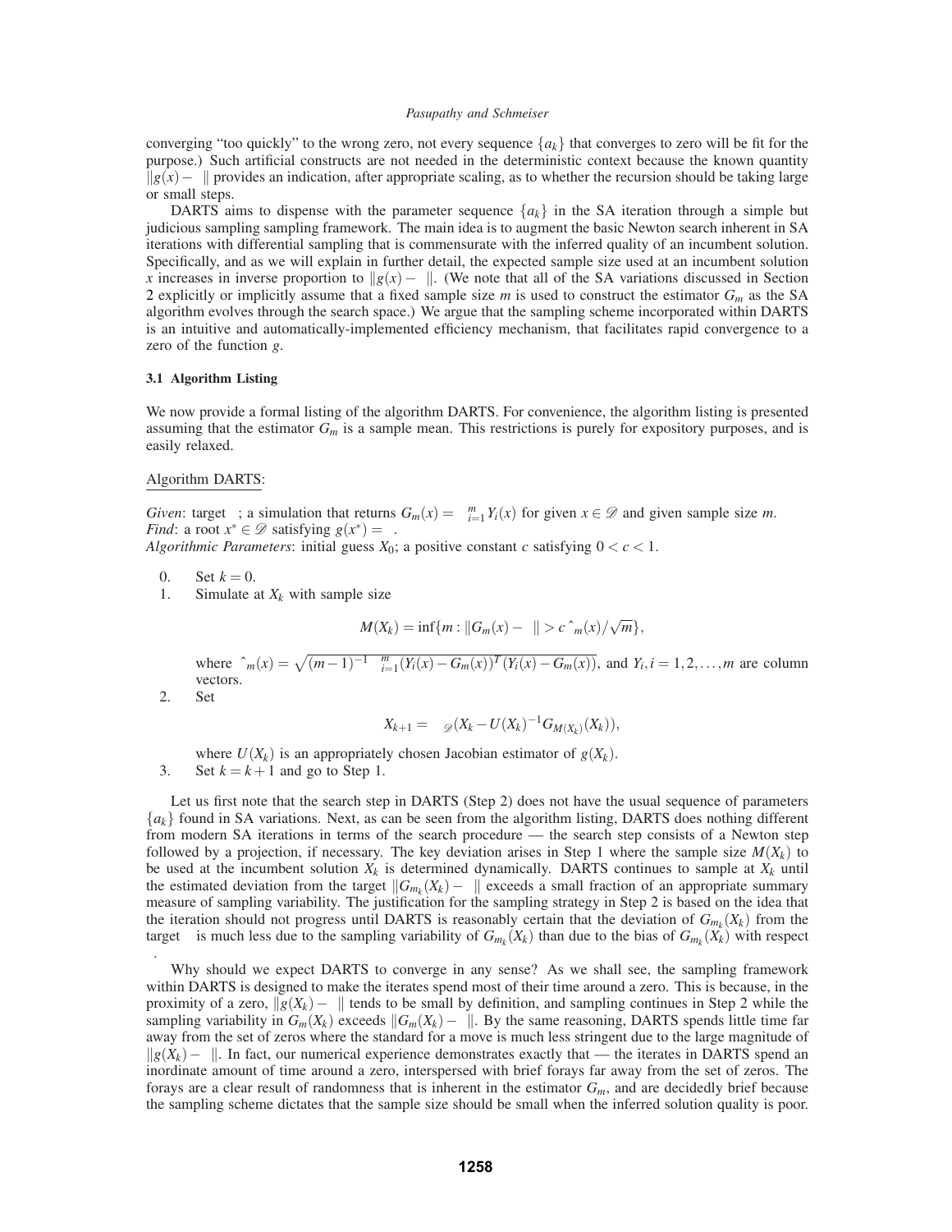converging "too quickly" to the wrong zero, not every sequence $\{a_k\}$ that converges to zero will be fit for the purpose.) Such artificial constructs are not needed in the deterministic context because the known quantity $\|g(x)-\gamma\|$ provides an indication, after appropriate scaling, as to whether the recursion should be taking large or small steps.

DARTS aims to dispense with the parameter sequence $\{a_k\}$ in the SA iteration through a simple but judicious sampling sampling framework. The main idea is to augment the basic Newton search inherent in SA iterations with differential sampling that is commensurate with the inferred quality of an incumbent solution. Specifically, and as we will explain in further detail, the expected sample size used at an incumbent solution $x$ increases in inverse proportion to $\|g(x)-\gamma\|$. (We note that all of the SA variations discussed in Section 2 explicitly or implicitly assume that a fixed sample size $m$ is used to construct the estimator $G_m$ as the SA algorithm evolves through the search space.) We argue that the sampling scheme incorporated within DARTS is an intuitive and automatically-implemented efficiency mechanism, that facilitates rapid convergence to a zero of the function $g$.

### 3.1 Algorithm Listing

We now provide a formal listing of the algorithm DARTS. For convenience, the algorithm listing is presented assuming that the estimator $G_m$ is a sample mean. This restrictions is purely for expository purposes, and is easily relaxed.

Algorithm DARTS:

*Given*: target $\gamma$; a simulation that returns $G_m(x) = \sum_{i=1}^{m} Y_i(x)$ for given $x \in \mathscr{D}$ and given sample size $m$.
*Find*: a root $x^* \in \mathscr{D}$ satisfying $g(x^*) = \gamma$.
*Algorithmic Parameters*: initial guess $X_0$; a positive constant $c$ satisfying $0 < c < 1$.

0. Set $k = 0$.
1. Simulate at $X_k$ with sample size

$$M(X_k) = \inf\{m : \|G_m(x)-\gamma\| > c\,\hat{\sigma}_m(x)/\sqrt{m}\},$$

   where $\hat{\sigma}_m(x) = \sqrt{(m-1)^{-1}\sum_{i=1}^{m}(Y_i(x)-G_m(x))^T(Y_i(x)-G_m(x))}$, and $Y_i, i = 1,2,\ldots,m$ are column vectors.
2. Set

$$X_{k+1} = \Pi_{\mathscr{D}}(X_k - U(X_k)^{-1}G_{M(X_k)}(X_k)),$$

   where $U(X_k)$ is an appropriately chosen Jacobian estimator of $g(X_k)$.
3. Set $k = k+1$ and go to Step 1.

Let us first note that the search step in DARTS (Step 2) does not have the usual sequence of parameters $\{a_k\}$ found in SA variations. Next, as can be seen from the algorithm listing, DARTS does nothing different from modern SA iterations in terms of the search procedure — the search step consists of a Newton step followed by a projection, if necessary. The key deviation arises in Step 1 where the sample size $M(X_k)$ to be used at the incumbent solution $X_k$ is determined dynamically. DARTS continues to sample at $X_k$ until the estimated deviation from the target $\|G_{m_k}(X_k)-\gamma\|$ exceeds a small fraction of an appropriate summary measure of sampling variability. The justification for the sampling strategy in Step 2 is based on the idea that the iteration should not progress until DARTS is reasonably certain that the deviation of $G_{m_k}(X_k)$ from the target $\gamma$ is much less due to the sampling variability of $G_{m_k}(X_k)$ than due to the bias of $G_{m_k}(X_k)$ with respect $\gamma$.

Why should we expect DARTS to converge in any sense? As we shall see, the sampling framework within DARTS is designed to make the iterates spend most of their time around a zero. This is because, in the proximity of a zero, $\|g(X_k)-\gamma\|$ tends to be small by definition, and sampling continues in Step 2 while the sampling variability in $G_m(X_k)$ exceeds $\|G_m(X_k)-\gamma\|$. By the same reasoning, DARTS spends little time far away from the set of zeros where the standard for a move is much less stringent due to the large magnitude of $\|g(X_k)-\gamma\|$. In fact, our numerical experience demonstrates exactly that — the iterates in DARTS spend an inordinate amount of time around a zero, interspersed with brief forays far away from the set of zeros. The forays are a clear result of randomness that is inherent in the estimator $G_m$, and are decidedly brief because the sampling scheme dictates that the sample size should be small when the inferred solution quality is poor.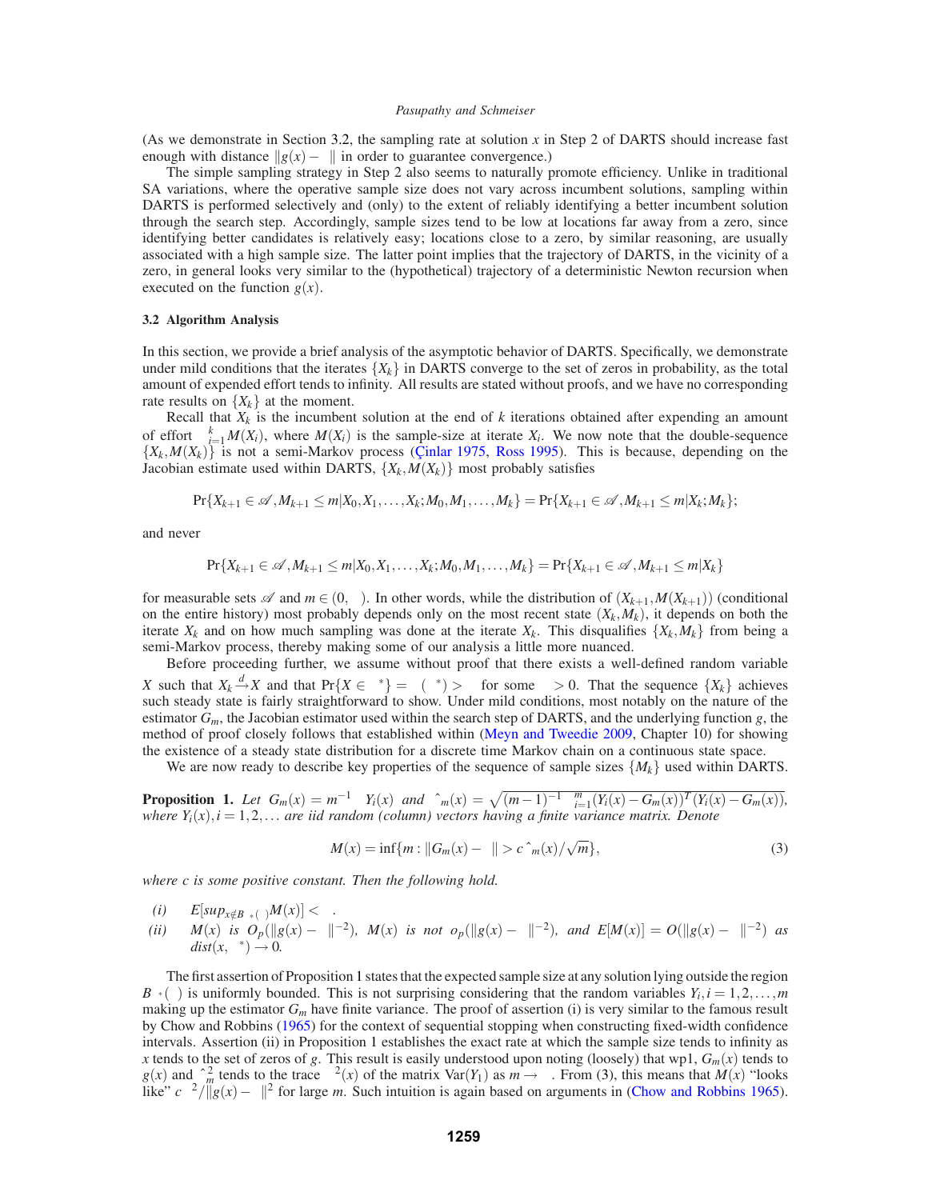(As we demonstrate in Section 3.2, the sampling rate at solution $x$ in Step 2 of DARTS should increase fast enough with distance $\|g(x) - \gamma\|$ in order to guarantee convergence.)

The simple sampling strategy in Step 2 also seems to naturally promote efficiency. Unlike in traditional SA variations, where the operative sample size does not vary across incumbent solutions, sampling within DARTS is performed selectively and (only) to the extent of reliably identifying a better incumbent solution through the search step. Accordingly, sample sizes tend to be low at locations far away from a zero, since identifying better candidates is relatively easy; locations close to a zero, by similar reasoning, are usually associated with a high sample size. The latter point implies that the trajectory of DARTS, in the vicinity of a zero, in general looks very similar to the (hypothetical) trajectory of a deterministic Newton recursion when executed on the function $g(x)$.

### 3.2 Algorithm Analysis

In this section, we provide a brief analysis of the asymptotic behavior of DARTS. Specifically, we demonstrate under mild conditions that the iterates $\{X_k\}$ in DARTS converge to the set of zeros in probability, as the total amount of expended effort tends to infinity. All results are stated without proofs, and we have no corresponding rate results on $\{X_k\}$ at the moment.

Recall that $X_k$ is the incumbent solution at the end of $k$ iterations obtained after expending an amount of effort $\sum_{i=1}^{k} M(X_i)$, where $M(X_i)$ is the sample-size at iterate $X_i$. We now note that the double-sequence $\{X_k, M(X_k)\}$ is not a semi-Markov process (Çinlar 1975, Ross 1995). This is because, depending on the Jacobian estimate used within DARTS, $\{X_k, M(X_k)\}$ most probably satisfies

$$\Pr\{X_{k+1} \in \mathscr{A}, M_{k+1} \leq m | X_0, X_1, \ldots, X_k; M_0, M_1, \ldots, M_k\} = \Pr\{X_{k+1} \in \mathscr{A}, M_{k+1} \leq m | X_k; M_k\};$$

and never

$$\Pr\{X_{k+1} \in \mathscr{A}, M_{k+1} \leq m | X_0, X_1, \ldots, X_k; M_0, M_1, \ldots, M_k\} = \Pr\{X_{k+1} \in \mathscr{A}, M_{k+1} \leq m | X_k\}$$

for measurable sets $\mathscr{A}$ and $m \in (0, \infty)$. In other words, while the distribution of $(X_{k+1}, M(X_{k+1}))$ (conditional on the entire history) most probably depends only on the most recent state $(X_k, M_k)$, it depends on both the iterate $X_k$ and on how much sampling was done at the iterate $X_k$. This disqualifies $\{X_k, M_k\}$ from being a semi-Markov process, thereby making some of our analysis a little more nuanced.

Before proceeding further, we assume without proof that there exists a well-defined random variable $X$ such that $X_k \xrightarrow{d} X$ and that $\Pr\{X \in \Pi^*\} = \pi(\Pi^*) > \delta$ for some $\delta > 0$. That the sequence $\{X_k\}$ achieves such steady state is fairly straightforward to show. Under mild conditions, most notably on the nature of the estimator $G_m$, the Jacobian estimator used within the search step of DARTS, and the underlying function $g$, the method of proof closely follows that established within (Meyn and Tweedie 2009, Chapter 10) for showing the existence of a steady state distribution for a discrete time Markov chain on a continuous state space.

We are now ready to describe key properties of the sequence of sample sizes $\{M_k\}$ used within DARTS.

**Proposition 1.** *Let $G_m(x) = m^{-1} \sum Y_i(x)$ and $\hat{\sigma}_m(x) = \sqrt{(m-1)^{-1} \sum_{i=1}^{m} (Y_i(x) - G_m(x))^T (Y_i(x) - G_m(x))}$, where $Y_i(x), i = 1, 2, \ldots$ are iid random (column) vectors having a finite variance matrix. Denote*

$$M(x) = \inf\{m : \|G_m(x) - \gamma\| > c\,\hat{\sigma}_m(x)/\sqrt{m}\}, \tag{3}$$

*where $c$ is some positive constant. Then the following hold.*

*(i)* $E[\sup_{x \notin B_{\Pi^*}(\varepsilon)} M(x)] < \infty$.

*(ii)* $M(x)$ *is* $O_p(\|g(x) - \gamma\|^{-2})$, $M(x)$ *is not* $o_p(\|g(x) - \gamma\|^{-2})$, *and* $E[M(x)] = O(\|g(x) - \gamma\|^{-2})$ *as* $dist(x, \Pi^*) \to 0$.

The first assertion of Proposition 1 states that the expected sample size at any solution lying outside the region $B_{\Pi^*}(\varepsilon)$ is uniformly bounded. This is not surprising considering that the random variables $Y_i, i = 1, 2, \ldots, m$ making up the estimator $G_m$ have finite variance. The proof of assertion (i) is very similar to the famous result by Chow and Robbins (1965) for the context of sequential stopping when constructing fixed-width confidence intervals. Assertion (ii) in Proposition 1 establishes the exact rate at which the sample size tends to infinity as $x$ tends to the set of zeros of $g$. This result is easily understood upon noting (loosely) that wp1, $G_m(x)$ tends to $g(x)$ and $\hat{\sigma}_m^2$ tends to the trace $\sigma^2(x)$ of the matrix $\mathrm{Var}(Y_1)$ as $m \to \infty$. From (3), this means that $M(x)$ "looks like" $c\,\sigma^2/\|g(x) - \gamma\|^2$ for large $m$. Such intuition is again based on arguments in (Chow and Robbins 1965).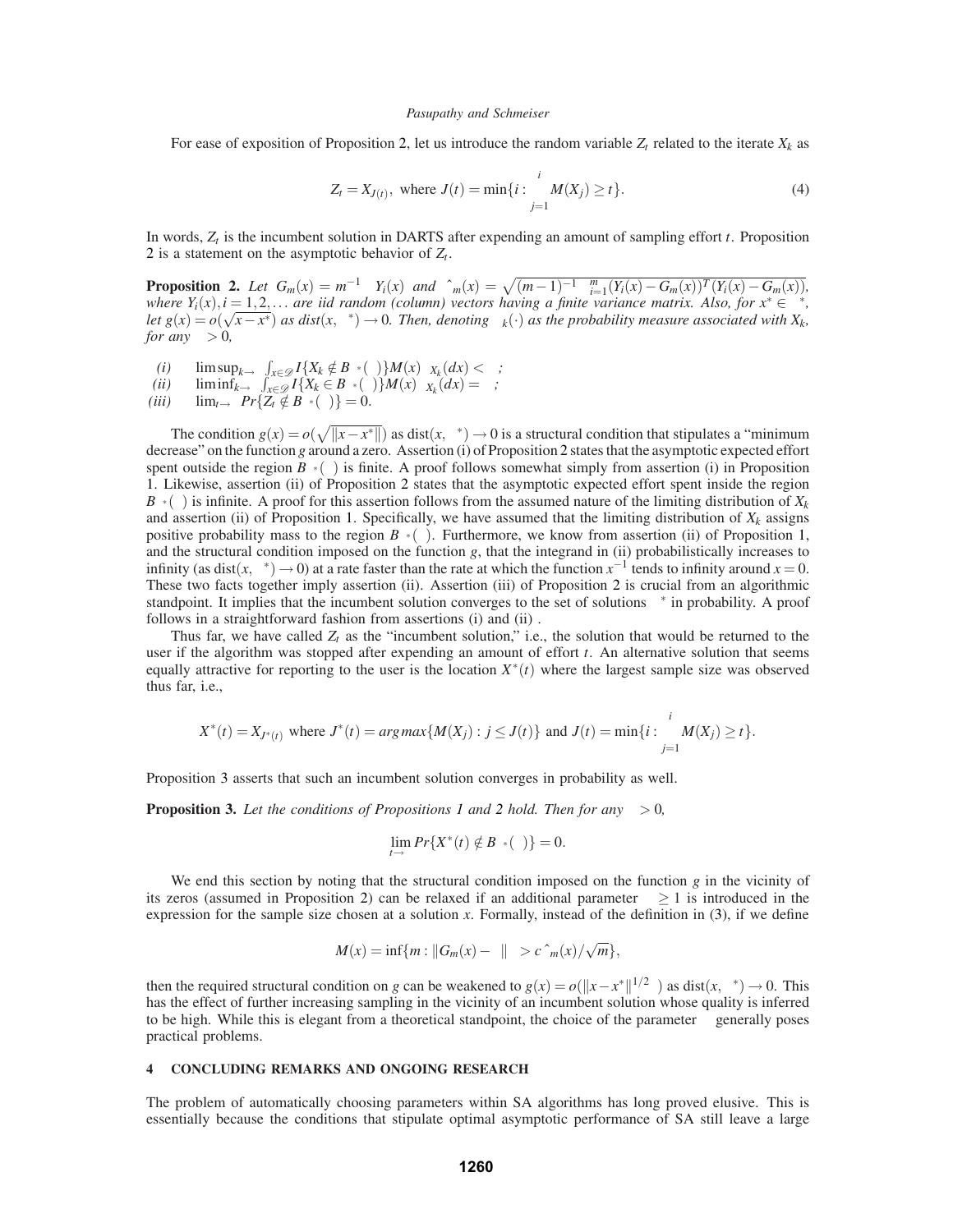For ease of exposition of Proposition 2, let us introduce the random variable $Z_t$ related to the iterate $X_k$ as

$$Z_t = X_{J(t)}, \text{ where } J(t) = \min\{i : \sum_{j=1}^{i} M(X_j) \geq t\}. \tag{4}$$

In words, $Z_t$ is the incumbent solution in DARTS after expending an amount of sampling effort $t$. Proposition 2 is a statement on the asymptotic behavior of $Z_t$.

**Proposition 2.** *Let $G_m(x) = m^{-1} \sum Y_i(x)$ and $\hat{\sigma}_m(x) = \sqrt{(m-1)^{-1} \sum_{i=1}^{m} (Y_i(x) - G_m(x))^T (Y_i(x) - G_m(x))}$, where $Y_i(x), i = 1, 2, \ldots$ are iid random (column) vectors having a finite variance matrix. Also, for $x^* \in \pi^*$, let $g(x) = o(\sqrt{x - x^*})$ as $dist(x, \pi^*) \to 0$. Then, denoting $\mu_k(\cdot)$ as the probability measure associated with $X_k$, for any $\varepsilon > 0$,*

*(i)* $\limsup_{k \to \infty} \int_{x \in \mathscr{D}} I\{X_k \notin B_{\pi^*}(\varepsilon)\} M(x) \mu_{X_k}(dx) < \infty$;
*(ii)* $\liminf_{k \to \infty} \int_{x \in \mathscr{D}} I\{X_k \in B_{\pi^*}(\varepsilon)\} M(x) \mu_{X_k}(dx) = \infty$;
*(iii)* $\lim_{t \to \infty} Pr\{Z_t \notin B_{\pi^*}(\varepsilon)\} = 0$.

The condition $g(x) = o(\sqrt{\|x - x^*\|})$ as $\text{dist}(x, \pi^*) \to 0$ is a structural condition that stipulates a "minimum decrease" on the function $g$ around a zero. Assertion (i) of Proposition 2 states that the asymptotic expected effort spent outside the region $B_{\pi^*}(\varepsilon)$ is finite. A proof follows somewhat simply from assertion (i) in Proposition 1. Likewise, assertion (ii) of Proposition 2 states that the asymptotic expected effort spent inside the region $B_{\pi^*}(\varepsilon)$ is infinite. A proof for this assertion follows from the assumed nature of the limiting distribution of $X_k$ and assertion (ii) of Proposition 1. Specifically, we have assumed that the limiting distribution of $X_k$ assigns positive probability mass to the region $B_{\pi^*}(\varepsilon)$. Furthermore, we know from assertion (ii) of Proposition 1, and the structural condition imposed on the function $g$, that the integrand in (ii) probabilistically increases to infinity (as $\text{dist}(x, \pi^*) \to 0$) at a rate faster than the rate at which the function $x^{-1}$ tends to infinity around $x = 0$. These two facts together imply assertion (ii). Assertion (iii) of Proposition 2 is crucial from an algorithmic standpoint. It implies that the incumbent solution converges to the set of solutions $\pi^*$ in probability. A proof follows in a straightforward fashion from assertions (i) and (ii) .

Thus far, we have called $Z_t$ as the "incumbent solution," i.e., the solution that would be returned to the user if the algorithm was stopped after expending an amount of effort $t$. An alternative solution that seems equally attractive for reporting to the user is the location $X^*(t)$ where the largest sample size was observed thus far, i.e.,

$$X^*(t) = X_{J^*(t)} \text{ where } J^*(t) = \arg\max\{M(X_j) : j \leq J(t)\} \text{ and } J(t) = \min\{i : \sum_{j=1}^{i} M(X_j) \geq t\}.$$

Proposition 3 asserts that such an incumbent solution converges in probability as well.

**Proposition 3.** *Let the conditions of Propositions 1 and 2 hold. Then for any $\varepsilon > 0$,*

$$\lim_{t \to \infty} Pr\{X^*(t) \notin B_{\pi^*}(\varepsilon)\} = 0.$$

We end this section by noting that the structural condition imposed on the function $g$ in the vicinity of its zeros (assumed in Proposition 2) can be relaxed if an additional parameter $\alpha \geq 1$ is introduced in the expression for the sample size chosen at a solution $x$. Formally, instead of the definition in (3), if we define

$$M(x) = \inf\{m : \|G_m(x) - \gamma\|^{\alpha} > c\, \hat{\sigma}_m(x)/\sqrt{m}\},$$

then the required structural condition on $g$ can be weakened to $g(x) = o(\|x - x^*\|^{1/2\alpha})$ as $\text{dist}(x, \pi^*) \to 0$. This has the effect of further increasing sampling in the vicinity of an incumbent solution whose quality is inferred to be high. While this is elegant from a theoretical standpoint, the choice of the parameter $\alpha$ generally poses practical problems.

## 4 CONCLUDING REMARKS AND ONGOING RESEARCH

The problem of automatically choosing parameters within SA algorithms has long proved elusive. This is essentially because the conditions that stipulate optimal asymptotic performance of SA still leave a large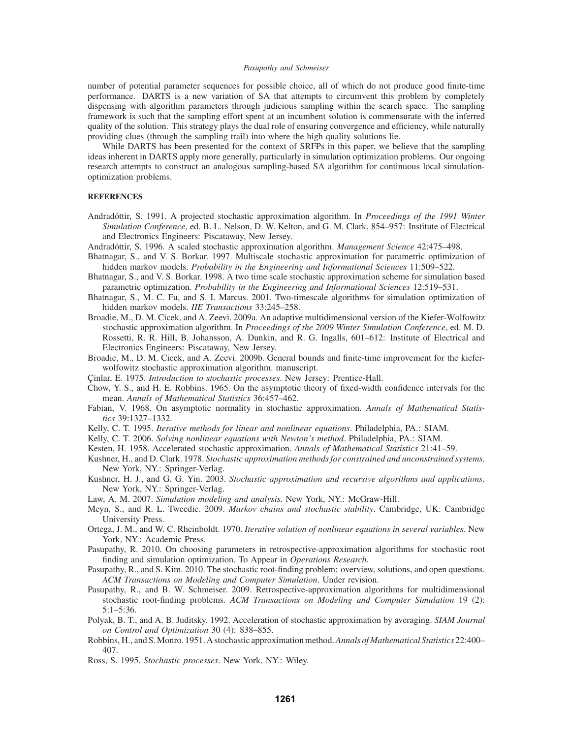number of potential parameter sequences for possible choice, all of which do not produce good finite-time performance. DARTS is a new variation of SA that attempts to circumvent this problem by completely dispensing with algorithm parameters through judicious sampling within the search space. The sampling framework is such that the sampling effort spent at an incumbent solution is commensurate with the inferred quality of the solution. This strategy plays the dual role of ensuring convergence and efficiency, while naturally providing clues (through the sampling trail) into where the high quality solutions lie.

While DARTS has been presented for the context of SRFPs in this paper, we believe that the sampling ideas inherent in DARTS apply more generally, particularly in simulation optimization problems. Our ongoing research attempts to construct an analogous sampling-based SA algorithm for continuous local simulation-optimization problems.

## REFERENCES

Andradóttir, S. 1991. A projected stochastic approximation algorithm. In *Proceedings of the 1991 Winter Simulation Conference*, ed. B. L. Nelson, D. W. Kelton, and G. M. Clark, 854–957: Institute of Electrical and Electronics Engineers: Piscataway, New Jersey.

Andradóttir, S. 1996. A scaled stochastic approximation algorithm. *Management Science* 42:475–498.

Bhatnagar, S., and V. S. Borkar. 1997. Multiscale stochastic approximation for parametric optimization of hidden markov models. *Probability in the Engineering and Informational Sciences* 11:509–522.

Bhatnagar, S., and V. S. Borkar. 1998. A two time scale stochastic approximation scheme for simulation based parametric optimization. *Probability in the Engineering and Informational Sciences* 12:519–531.

Bhatnagar, S., M. C. Fu, and S. I. Marcus. 2001. Two-timescale algorithms for simulation optimization of hidden markov models. *IIE Transactions* 33:245–258.

Broadie, M., D. M. Cicek, and A. Zeevi. 2009a. An adaptive multidimensional version of the Kiefer-Wolfowitz stochastic approximation algorithm. In *Proceedings of the 2009 Winter Simulation Conference*, ed. M. D. Rossetti, R. R. Hill, B. Johansson, A. Dunkin, and R. G. Ingalls, 601–612: Institute of Electrical and Electronics Engineers: Piscataway, New Jersey.

Broadie, M., D. M. Cicek, and A. Zeevi. 2009b. General bounds and finite-time improvement for the kiefer-wolfowitz stochastic approximation algorithm. manuscript.

Çinlar, E. 1975. *Introduction to stochastic processes*. New Jersey: Prentice-Hall.

Chow, Y. S., and H. E. Robbins. 1965. On the asymptotic theory of fixed-width confidence intervals for the mean. *Annals of Mathematical Statistics* 36:457–462.

Fabian, V. 1968. On asymptotic normality in stochastic approximation. *Annals of Mathematical Statistics* 39:1327–1332.

Kelly, C. T. 1995. *Iterative methods for linear and nonlinear equations*. Philadelphia, PA.: SIAM.

Kelly, C. T. 2006. *Solving nonlinear equations with Newton's method*. Philadelphia, PA.: SIAM.

Kesten, H. 1958. Accelerated stochastic approximation. *Annals of Mathematical Statistics* 21:41–59.

Kushner, H., and D. Clark. 1978. *Stochastic approximation methods for constrained and unconstrained systems*. New York, NY.: Springer-Verlag.

Kushner, H. J., and G. G. Yin. 2003. *Stochastic approximation and recursive algorithms and applications*. New York, NY.: Springer-Verlag.

Law, A. M. 2007. *Simulation modeling and analysis*. New York, NY.: McGraw-Hill.

Meyn, S., and R. L. Tweedie. 2009. *Markov chains and stochastic stability*. Cambridge, UK: Cambridge University Press.

Ortega, J. M., and W. C. Rheinboldt. 1970. *Iterative solution of nonlinear equations in several variables*. New York, NY.: Academic Press.

Pasupathy, R. 2010. On choosing parameters in retrospective-approximation algorithms for stochastic root finding and simulation optimization. To Appear in *Operations Research*.

Pasupathy, R., and S. Kim. 2010. The stochastic root-finding problem: overview, solutions, and open questions. *ACM Transactions on Modeling and Computer Simulation*. Under revision.

Pasupathy, R., and B. W. Schmeiser. 2009. Retrospective-approximation algorithms for multidimensional stochastic root-finding problems. *ACM Transactions on Modeling and Computer Simulation* 19 (2): 5:1–5:36.

Polyak, B. T., and A. B. Juditsky. 1992. Acceleration of stochastic approximation by averaging. *SIAM Journal on Control and Optimization* 30 (4): 838–855.

Robbins, H., and S. Monro. 1951. A stochastic approximation method. *Annals of Mathematical Statistics* 22:400–407.

Ross, S. 1995. *Stochastic processes*. New York, NY.: Wiley.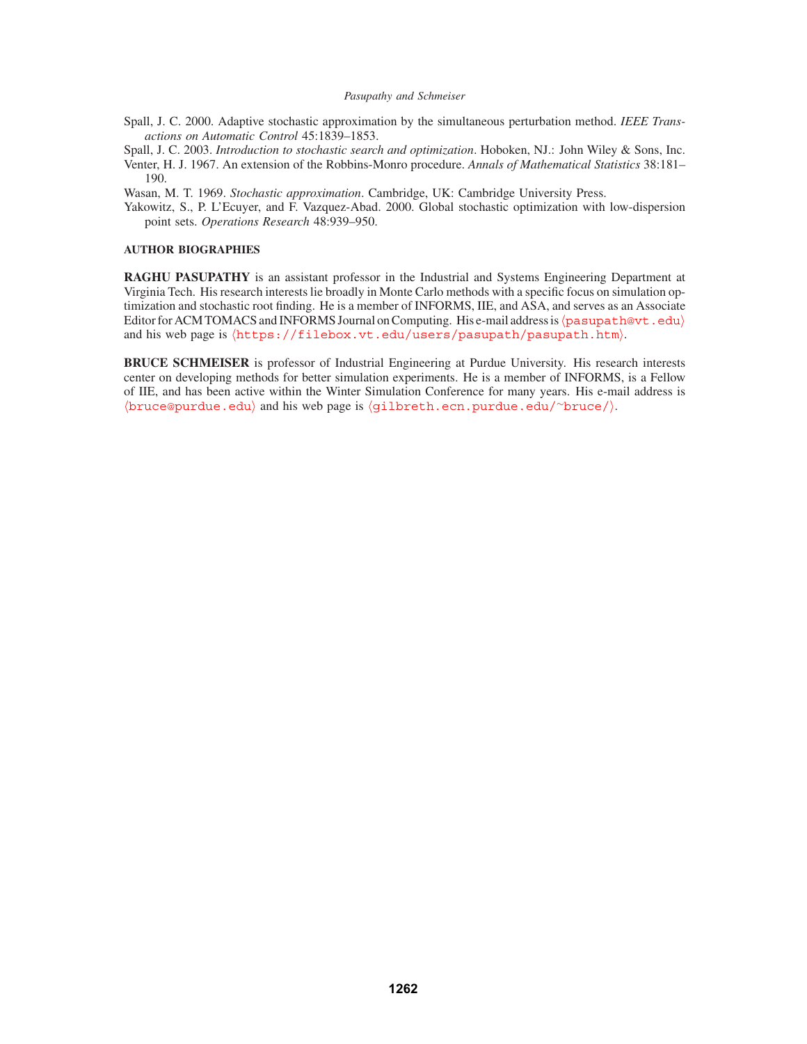Spall, J. C. 2000. Adaptive stochastic approximation by the simultaneous perturbation method. *IEEE Transactions on Automatic Control* 45:1839–1853.

Spall, J. C. 2003. *Introduction to stochastic search and optimization*. Hoboken, NJ.: John Wiley & Sons, Inc.

Venter, H. J. 1967. An extension of the Robbins-Monro procedure. *Annals of Mathematical Statistics* 38:181–190.

Wasan, M. T. 1969. *Stochastic approximation*. Cambridge, UK: Cambridge University Press.

Yakowitz, S., P. L'Ecuyer, and F. Vazquez-Abad. 2000. Global stochastic optimization with low-dispersion point sets. *Operations Research* 48:939–950.

## AUTHOR BIOGRAPHIES

**RAGHU PASUPATHY** is an assistant professor in the Industrial and Systems Engineering Department at Virginia Tech. His research interests lie broadly in Monte Carlo methods with a specific focus on simulation optimization and stochastic root finding. He is a member of INFORMS, IIE, and ASA, and serves as an Associate Editor for ACM TOMACS and INFORMS Journal on Computing. His e-mail address is ⟨pasupath@vt.edu⟩ and his web page is ⟨https://filebox.vt.edu/users/pasupath/pasupath.htm⟩.

**BRUCE SCHMEISER** is professor of Industrial Engineering at Purdue University. His research interests center on developing methods for better simulation experiments. He is a member of INFORMS, is a Fellow of IIE, and has been active within the Winter Simulation Conference for many years. His e-mail address is ⟨bruce@purdue.edu⟩ and his web page is ⟨gilbreth.ecn.purdue.edu/~bruce/⟩.